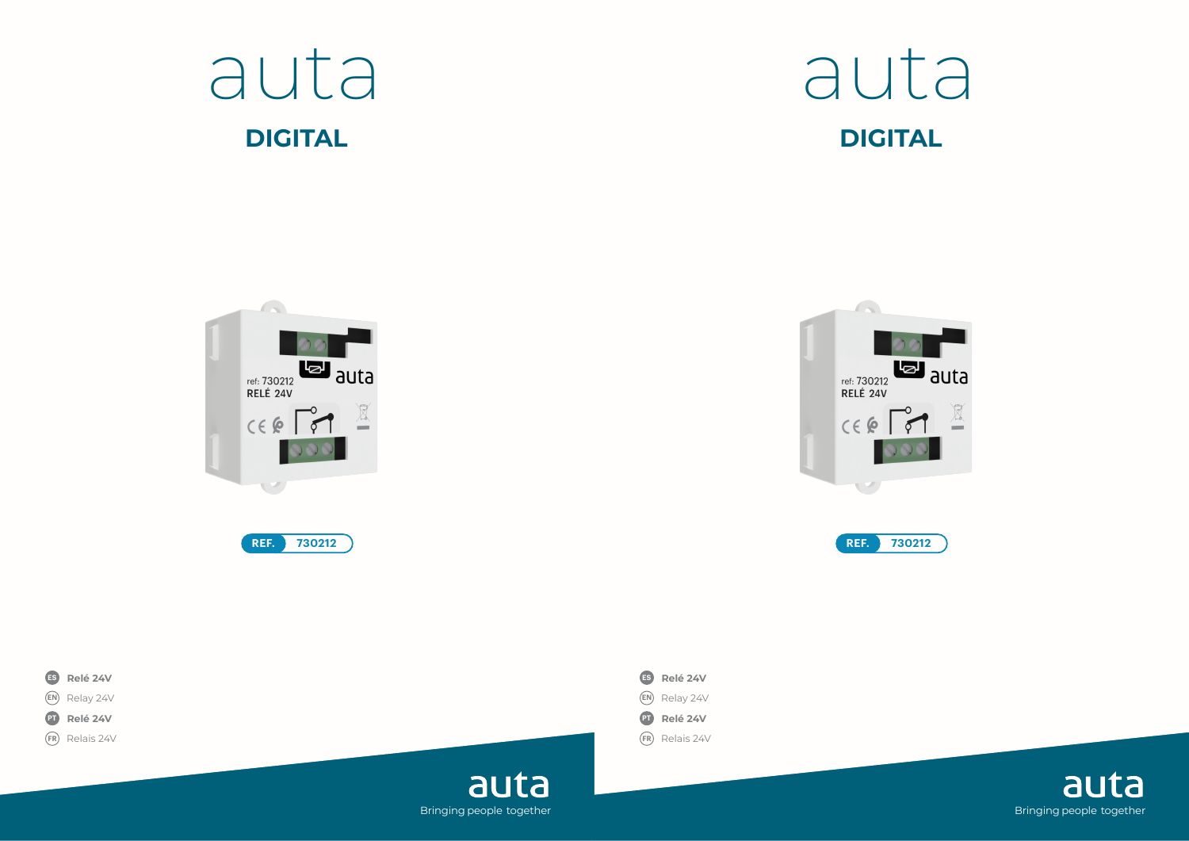auta

# DIGITAL

REF. 730212

- ES **Relé 24V**
- EN Relay 24V
- PT **Relé 24V**
- FR Relais 24V

auta

Bringing people together

auta

# DIGITAL

REF. 730212

- ES **Relé 24V**
- EN Relay 24V
- PT **Relé 24V**
- FR Relais 24V

auta

Bringing people together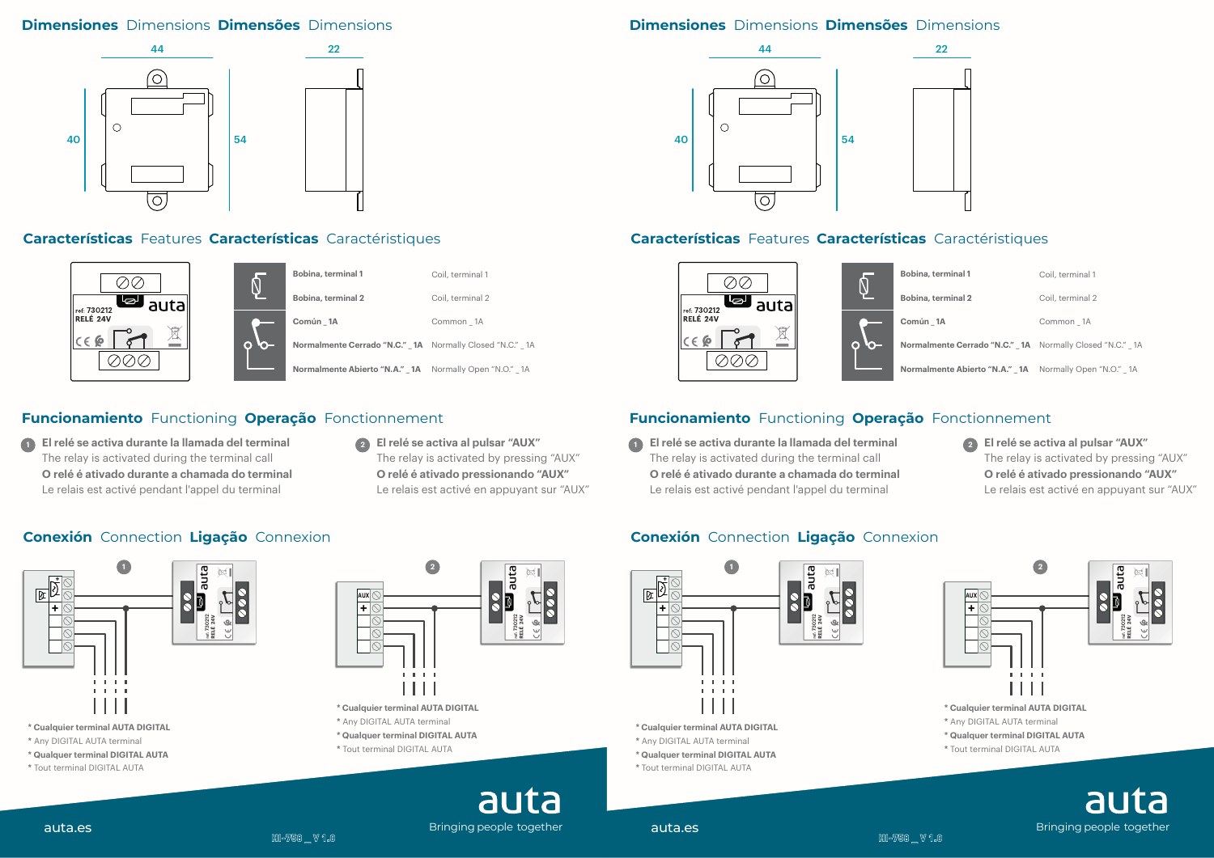## Dimensiones Dimensions **Dimensões** Dimensions

44

22

40

54

## Características Features **Características** Caractéristiques

ref. 730212
RELÉ 24V
auta

| | | |
|---|---|---|
| | **Bobina, terminal 1** | Coil, terminal 1 |
| | **Bobina, terminal 2** | Coil, terminal 2 |
| | **Común _ 1A** | Common _ 1A |
| | **Normalmente Cerrado "N.C." _ 1A** | Normally Closed "N.C." _ 1A |
| | **Normalmente Abierto "N.A." _ 1A** | Normally Open "N.O." _ 1A |

## Funcionamiento Functioning **Operação** Fonctionnement

1. **El relé se activa durante la llamada del terminal**
   The relay is activated during the terminal call
   **O relé é ativado durante a chamada do terminal**
   Le relais est activé pendant l'appel du terminal

2. **El relé se activa al pulsar "AUX"**
   The relay is activated by pressing "AUX"
   **O relé é ativado pressionando "AUX"**
   Le relais est activé en appuyant sur "AUX"

## Conexión Connection **Ligação** Connexion

1

**\* Cualquier terminal AUTA DIGITAL**
\* Any DIGITAL AUTA terminal
**\* Qualquer terminal DIGITAL AUTA**
\* Tout terminal DIGITAL AUTA

2

AUX

**\* Cualquier terminal AUTA DIGITAL**
\* Any DIGITAL AUTA terminal
**\* Qualquer terminal DIGITAL AUTA**
\* Tout terminal DIGITAL AUTA

auta.es

HI-738 _ V 1.0

auta
Bringing people together